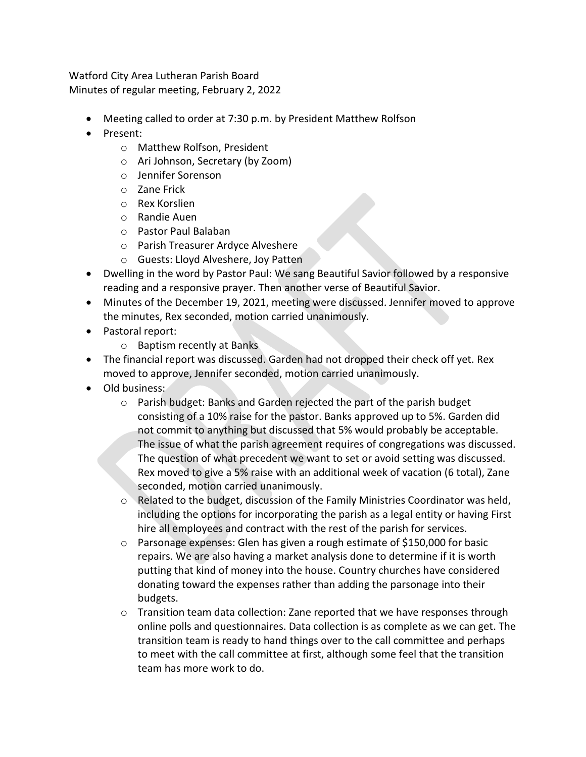Watford City Area Lutheran Parish Board
Minutes of regular meeting, February 2, 2022

- Meeting called to order at 7:30 p.m. by President Matthew Rolfson
- Present:
  - Matthew Rolfson, President
  - Ari Johnson, Secretary (by Zoom)
  - Jennifer Sorenson
  - Zane Frick
  - Rex Korslien
  - Randie Auen
  - Pastor Paul Balaban
  - Parish Treasurer Ardyce Alveshere
  - Guests: Lloyd Alveshere, Joy Patten
- Dwelling in the word by Pastor Paul: We sang Beautiful Savior followed by a responsive reading and a responsive prayer. Then another verse of Beautiful Savior.
- Minutes of the December 19, 2021, meeting were discussed. Jennifer moved to approve the minutes, Rex seconded, motion carried unanimously.
- Pastoral report:
  - Baptism recently at Banks
- The financial report was discussed. Garden had not dropped their check off yet. Rex moved to approve, Jennifer seconded, motion carried unanimously.
- Old business:
  - Parish budget: Banks and Garden rejected the part of the parish budget consisting of a 10% raise for the pastor. Banks approved up to 5%. Garden did not commit to anything but discussed that 5% would probably be acceptable. The issue of what the parish agreement requires of congregations was discussed. The question of what precedent we want to set or avoid setting was discussed. Rex moved to give a 5% raise with an additional week of vacation (6 total), Zane seconded, motion carried unanimously.
  - Related to the budget, discussion of the Family Ministries Coordinator was held, including the options for incorporating the parish as a legal entity or having First hire all employees and contract with the rest of the parish for services.
  - Parsonage expenses: Glen has given a rough estimate of $150,000 for basic repairs. We are also having a market analysis done to determine if it is worth putting that kind of money into the house. Country churches have considered donating toward the expenses rather than adding the parsonage into their budgets.
  - Transition team data collection: Zane reported that we have responses through online polls and questionnaires. Data collection is as complete as we can get. The transition team is ready to hand things over to the call committee and perhaps to meet with the call committee at first, although some feel that the transition team has more work to do.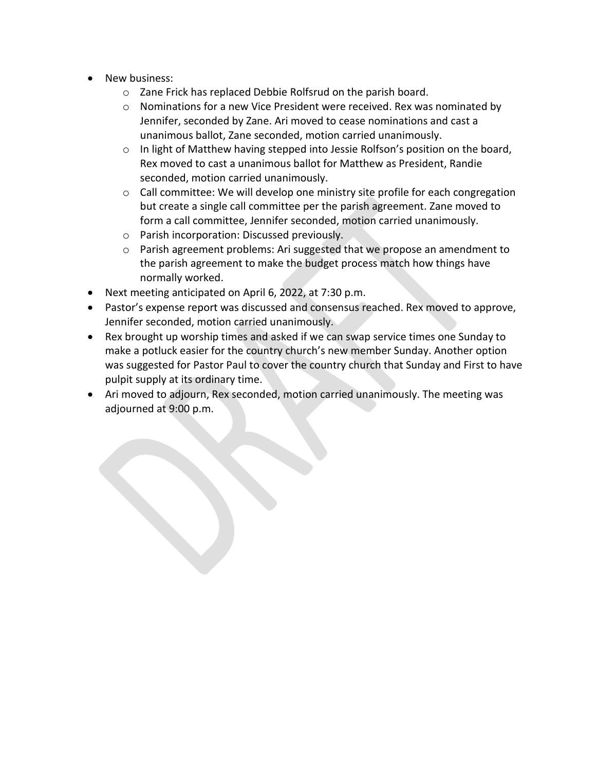- New business:
  - Zane Frick has replaced Debbie Rolfsrud on the parish board.
  - Nominations for a new Vice President were received. Rex was nominated by Jennifer, seconded by Zane. Ari moved to cease nominations and cast a unanimous ballot, Zane seconded, motion carried unanimously.
  - In light of Matthew having stepped into Jessie Rolfson's position on the board, Rex moved to cast a unanimous ballot for Matthew as President, Randie seconded, motion carried unanimously.
  - Call committee: We will develop one ministry site profile for each congregation but create a single call committee per the parish agreement. Zane moved to form a call committee, Jennifer seconded, motion carried unanimously.
  - Parish incorporation: Discussed previously.
  - Parish agreement problems: Ari suggested that we propose an amendment to the parish agreement to make the budget process match how things have normally worked.
- Next meeting anticipated on April 6, 2022, at 7:30 p.m.
- Pastor's expense report was discussed and consensus reached. Rex moved to approve, Jennifer seconded, motion carried unanimously.
- Rex brought up worship times and asked if we can swap service times one Sunday to make a potluck easier for the country church's new member Sunday. Another option was suggested for Pastor Paul to cover the country church that Sunday and First to have pulpit supply at its ordinary time.
- Ari moved to adjourn, Rex seconded, motion carried unanimously. The meeting was adjourned at 9:00 p.m.